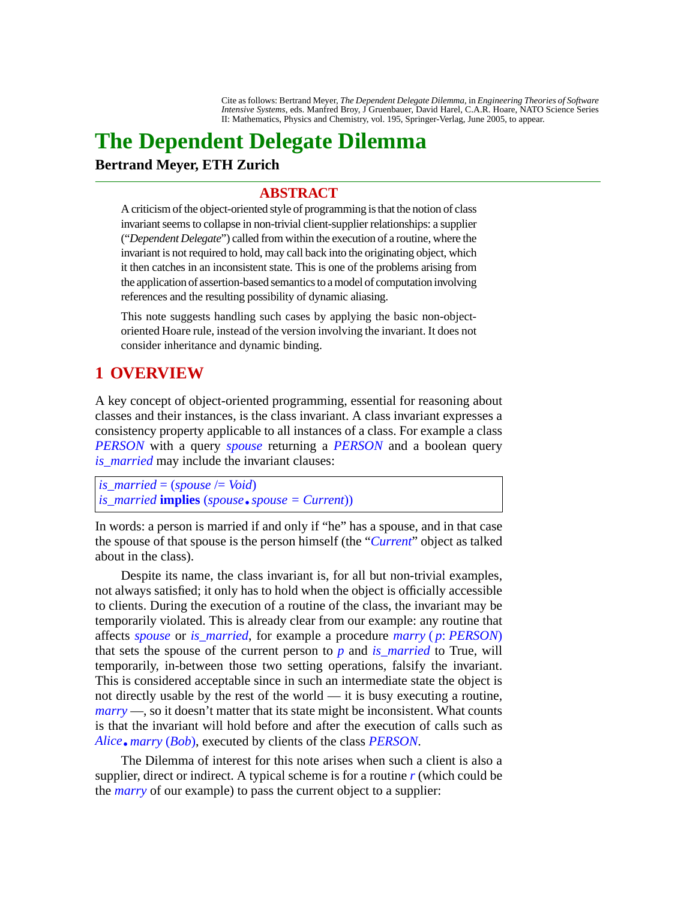Cite as follows: Bertrand Meyer, *The Dependent Delegate Dilemma*, in *Engineering Theories of Software Intensive Systems*, eds. Manfred Broy, J Gruenbauer, David Harel, C.A.R. Hoare, NATO Science Series II: Mathematics, Physics and Chemistry, vol. 195, Springer-Verlag, June 2005, to appear.

# The Dependent Delegate Dilemma

**Bertrand Meyer, ETH Zurich**

## ABSTRACT

A criticism of the object-oriented style of programming is that the notion of class invariant seems to collapse in non-trivial client-supplier relationships: a supplier ("*Dependent Delegate*") called from within the execution of a routine, where the invariant is not required to hold, may call back into the originating object, which it then catches in an inconsistent state. This is one of the problems arising from the application of assertion-based semantics to a model of computation involving references and the resulting possibility of dynamic aliasing.

This note suggests handling such cases by applying the basic non-object-oriented Hoare rule, instead of the version involving the invariant. It does not consider inheritance and dynamic binding.

## 1 OVERVIEW

A key concept of object-oriented programming, essential for reasoning about classes and their instances, is the class invariant. A class invariant expresses a consistency property applicable to all instances of a class. For example a class *PERSON* with a query *spouse* returning a *PERSON* and a boolean query *is_married* may include the invariant clauses:

```
is_married = (spouse /= Void)
is_married implies (spouse.spouse = Current))
```

In words: a person is married if and only if "he" has a spouse, and in that case the spouse of that spouse is the person himself (the "*Current*" object as talked about in the class).

Despite its name, the class invariant is, for all but non-trivial examples, not always satisfied; it only has to hold when the object is officially accessible to clients. During the execution of a routine of the class, the invariant may be temporarily violated. This is already clear from our example: any routine that affects *spouse* or *is_married*, for example a procedure *marry* (*p*: *PERSON*) that sets the spouse of the current person to *p* and *is_married* to True, will temporarily, in-between those two setting operations, falsify the invariant. This is considered acceptable since in such an intermediate state the object is not directly usable by the rest of the world — it is busy executing a routine, *marry* —, so it doesn't matter that its state might be inconsistent. What counts is that the invariant will hold before and after the execution of calls such as *Alice*.*marry* (*Bob*), executed by clients of the class *PERSON*.

The Dilemma of interest for this note arises when such a client is also a supplier, direct or indirect. A typical scheme is for a routine *r* (which could be the *marry* of our example) to pass the current object to a supplier: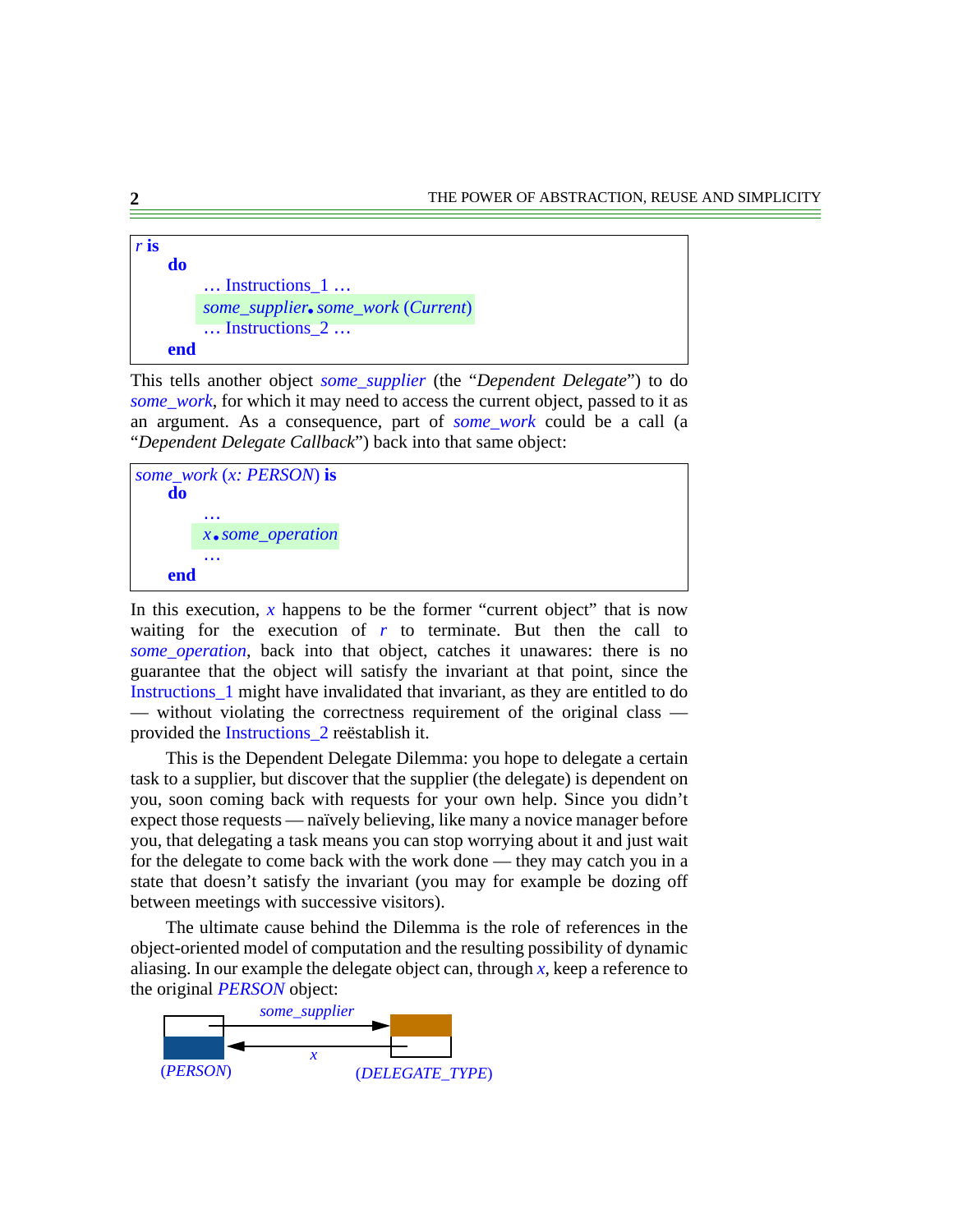```
r is
    do
        … Instructions_1 …
        some_supplier.some_work (Current)
        … Instructions_2 …
    end
```

This tells another object *some_supplier* (the "*Dependent Delegate*") to do *some_work*, for which it may need to access the current object, passed to it as an argument. As a consequence, part of *some_work* could be a call (a "*Dependent Delegate Callback*") back into that same object:

```
some_work (x: PERSON) is
    do
        …
        x.some_operation
        …
    end
```

In this execution, *x* happens to be the former "current object" that is now waiting for the execution of *r* to terminate. But then the call to *some_operation*, back into that object, catches it unawares: there is no guarantee that the object will satisfy the invariant at that point, since the Instructions_1 might have invalidated that invariant, as they are entitled to do — without violating the correctness requirement of the original class — provided the Instructions_2 reëstablish it.

This is the Dependent Delegate Dilemma: you hope to delegate a certain task to a supplier, but discover that the supplier (the delegate) is dependent on you, soon coming back with requests for your own help. Since you didn't expect those requests — naïvely believing, like many a novice manager before you, that delegating a task means you can stop worrying about it and just wait for the delegate to come back with the work done — they may catch you in a state that doesn't satisfy the invariant (you may for example be dozing off between meetings with successive visitors).

The ultimate cause behind the Dilemma is the role of references in the object-oriented model of computation and the resulting possibility of dynamic aliasing. In our example the delegate object can, through *x*, keep a reference to the original *PERSON* object:

*some_supplier*

*x*

(*PERSON*) (*DELEGATE_TYPE*)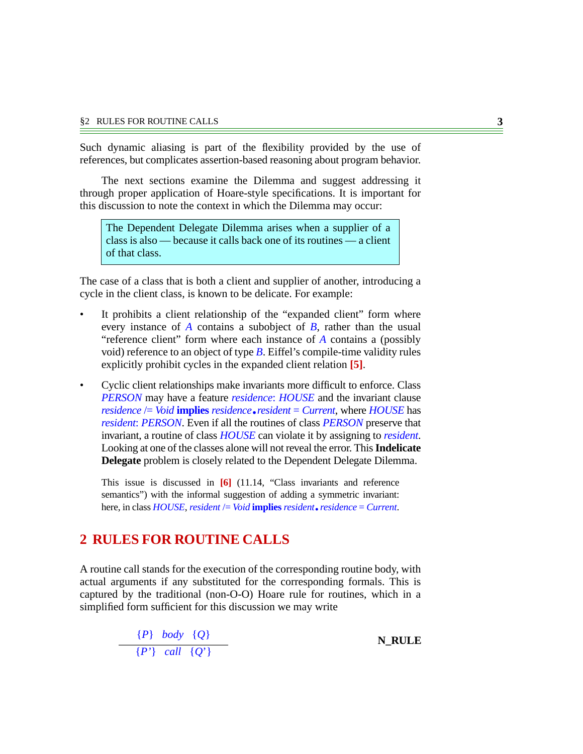Such dynamic aliasing is part of the flexibility provided by the use of references, but complicates assertion-based reasoning about program behavior.

The next sections examine the Dilemma and suggest addressing it through proper application of Hoare-style specifications. It is important for this discussion to note the context in which the Dilemma may occur:

> The Dependent Delegate Dilemma arises when a supplier of a class is also — because it calls back one of its routines — a client of that class.

The case of a class that is both a client and supplier of another, introducing a cycle in the client class, is known to be delicate. For example:

- It prohibits a client relationship of the "expanded client" form where every instance of *A* contains a subobject of *B*, rather than the usual "reference client" form where each instance of *A* contains a (possibly void) reference to an object of type *B*. Eiffel's compile-time validity rules explicitly prohibit cycles in the expanded client relation **[5]**.

- Cyclic client relationships make invariants more difficult to enforce. Class *PERSON* may have a feature *residence*: *HOUSE* and the invariant clause *residence* /= *Void* **implies** *residence*.*resident* = *Current*, where *HOUSE* has *resident*: *PERSON*. Even if all the routines of class *PERSON* preserve that invariant, a routine of class *HOUSE* can violate it by assigning to *resident*. Looking at one of the classes alone will not reveal the error. This **Indelicate Delegate** problem is closely related to the Dependent Delegate Dilemma.

  This issue is discussed in **[6]** (11.14, "Class invariants and reference semantics") with the informal suggestion of adding a symmetric invariant: here, in class *HOUSE*, *resident* /= *Void* **implies** *resident*.*residence* = *Current*.

## 2 RULES FOR ROUTINE CALLS

A routine call stands for the execution of the corresponding routine body, with actual arguments if any substituted for the corresponding formals. This is captured by the traditional (non-O-O) Hoare rule for routines, which in a simplified form sufficient for this discussion we may write

$$\frac{\{P\}\ \ body\ \ \{Q\}}{\{P'\}\ \ call\ \ \{Q'\}} \qquad \textbf{N\_RULE}$$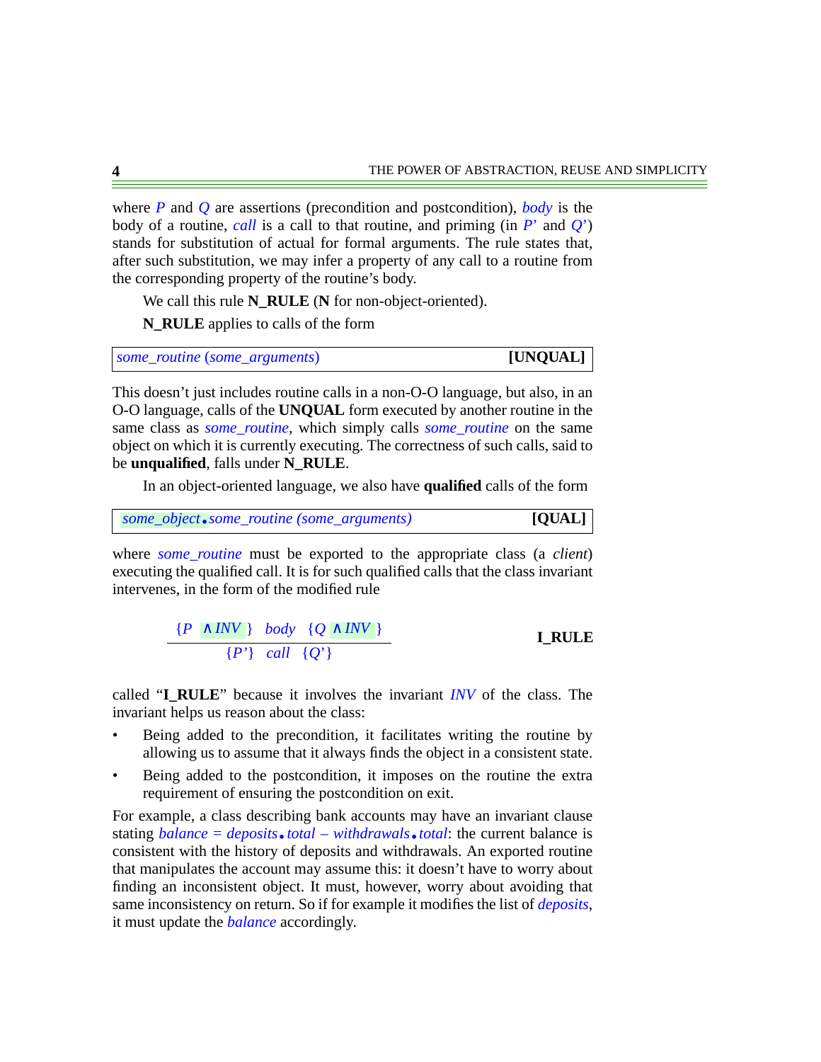where *P* and *Q* are assertions (precondition and postcondition), *body* is the body of a routine, *call* is a call to that routine, and priming (in *P*' and *Q*') stands for substitution of actual for formal arguments. The rule states that, after such substitution, we may infer a property of any call to a routine from the corresponding property of the routine's body.

We call this rule **N_RULE** (**N** for non-object-oriented).

**N_RULE** applies to calls of the form

```
some_routine (some_arguments)                                    [UNQUAL]
```

This doesn't just includes routine calls in a non-O-O language, but also, in an O-O language, calls of the **UNQUAL** form executed by another routine in the same class as *some_routine*, which simply calls *some_routine* on the same object on which it is currently executing. The correctness of such calls, said to be **unqualified**, falls under **N_RULE**.

In an object-oriented language, we also have **qualified** calls of the form

```
some_object.some_routine (some_arguments)                        [QUAL]
```

where *some_routine* must be exported to the appropriate class (a *client*) executing the qualified call. It is for such qualified calls that the class invariant intervenes, in the form of the modified rule

$$\frac{\{P \ \wedge INV\} \quad body \quad \{Q \wedge INV\}}{\{P'\} \quad call \quad \{Q'\}} \qquad \textbf{I\_RULE}$$

called "**I_RULE**" because it involves the invariant *INV* of the class. The invariant helps us reason about the class:

- Being added to the precondition, it facilitates writing the routine by allowing us to assume that it always finds the object in a consistent state.
- Being added to the postcondition, it imposes on the routine the extra requirement of ensuring the postcondition on exit.

For example, a class describing bank accounts may have an invariant clause stating *balance = deposits.total – withdrawals.total*: the current balance is consistent with the history of deposits and withdrawals. An exported routine that manipulates the account may assume this: it doesn't have to worry about finding an inconsistent object. It must, however, worry about avoiding that same inconsistency on return. So if for example it modifies the list of *deposits*, it must update the *balance* accordingly.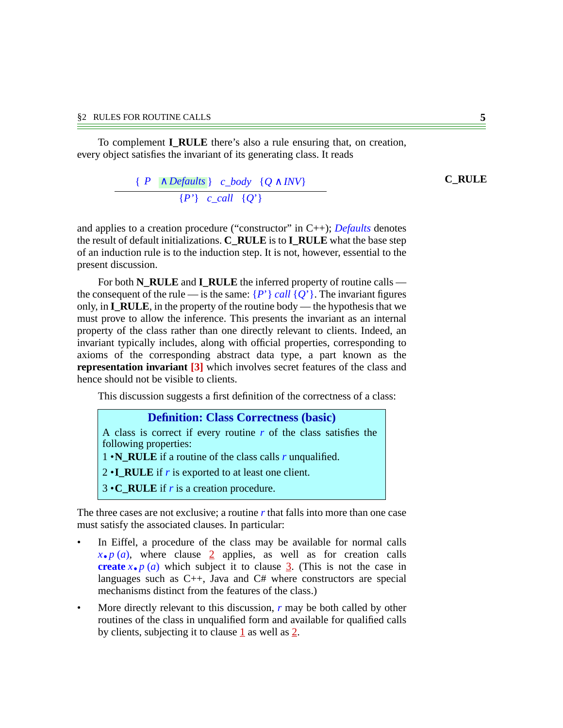To complement **I_RULE** there's also a rule ensuring that, on creation, every object satisfies the invariant of its generating class. It reads

$$\frac{\{\ P \quad \wedge \mathit{Defaults}\ \}\quad c\_body \quad \{Q \wedge INV\}}{\{P'\}\quad c\_call \quad \{Q'\}} \qquad \textbf{C\_RULE}$$

and applies to a creation procedure ("constructor" in C++); *Defaults* denotes the result of default initializations. **C_RULE** is to **I_RULE** what the base step of an induction rule is to the induction step. It is not, however, essential to the present discussion.

For both **N_RULE** and **I_RULE** the inferred property of routine calls — the consequent of the rule — is the same: $\{P'\}$ *call* $\{Q'\}$. The invariant figures only, in **I_RULE**, in the property of the routine body — the hypothesis that we must prove to allow the inference. This presents the invariant as an internal property of the class rather than one directly relevant to clients. Indeed, an invariant typically includes, along with official properties, corresponding to axioms of the corresponding abstract data type, a part known as the **representation invariant** [3] which involves secret features of the class and hence should not be visible to clients.

This discussion suggests a first definition of the correctness of a class:

> **Definition: Class Correctness (basic)**
>
> A class is correct if every routine *r* of the class satisfies the following properties:
>
> 1 • **N_RULE** if a routine of the class calls *r* unqualified.
>
> 2 • **I_RULE** if *r* is exported to at least one client.
>
> 3 • **C_RULE** if *r* is a creation procedure.

The three cases are not exclusive; a routine *r* that falls into more than one case must satisfy the associated clauses. In particular:

- In Eiffel, a procedure of the class may be available for normal calls $x \bullet p\ (a)$, where clause 2 applies, as well as for creation calls **create** $x \bullet p\ (a)$ which subject it to clause 3. (This is not the case in languages such as C++, Java and C# where constructors are special mechanisms distinct from the features of the class.)
- More directly relevant to this discussion, *r* may be both called by other routines of the class in unqualified form and available for qualified calls by clients, subjecting it to clause 1 as well as 2.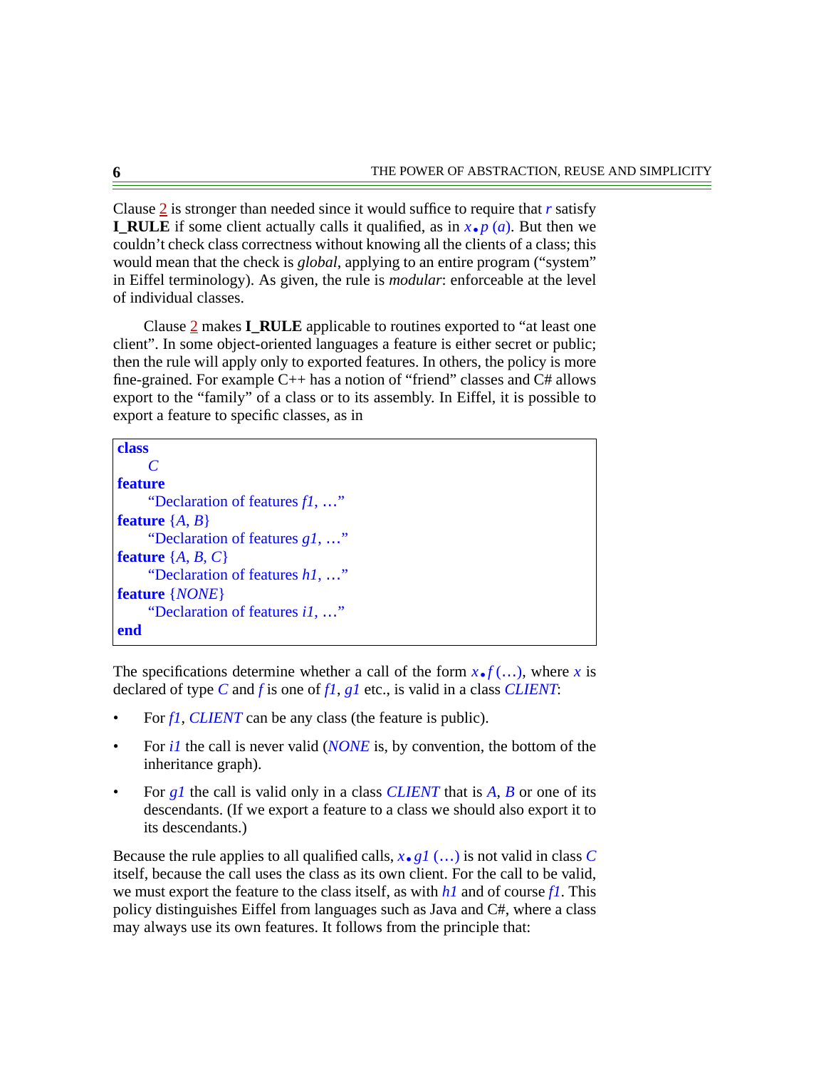Clause 2 is stronger than needed since it would suffice to require that *r* satisfy **I_RULE** if some client actually calls it qualified, as in *x*.*p* (*a*). But then we couldn't check class correctness without knowing all the clients of a class; this would mean that the check is *global*, applying to an entire program ("system" in Eiffel terminology). As given, the rule is *modular*: enforceable at the level of individual classes.

Clause 2 makes **I_RULE** applicable to routines exported to "at least one client". In some object-oriented languages a feature is either secret or public; then the rule will apply only to exported features. In others, the policy is more fine-grained. For example C++ has a notion of "friend" classes and C# allows export to the "family" of a class or to its assembly. In Eiffel, it is possible to export a feature to specific classes, as in

```
class
    C
feature
    "Declaration of features f1, …"
feature {A, B}
    "Declaration of features g1, …"
feature {A, B, C}
    "Declaration of features h1, …"
feature {NONE}
    "Declaration of features i1, …"
end
```

The specifications determine whether a call of the form *x*.*f* (…), where *x* is declared of type *C* and *f* is one of *f1*, *g1* etc., is valid in a class *CLIENT*:

- For *f1*, *CLIENT* can be any class (the feature is public).
- For *i1* the call is never valid (*NONE* is, by convention, the bottom of the inheritance graph).
- For *g1* the call is valid only in a class *CLIENT* that is *A*, *B* or one of its descendants. (If we export a feature to a class we should also export it to its descendants.)

Because the rule applies to all qualified calls, *x*.*g1* (…) is not valid in class *C* itself, because the call uses the class as its own client. For the call to be valid, we must export the feature to the class itself, as with *h1* and of course *f1*. This policy distinguishes Eiffel from languages such as Java and C#, where a class may always use its own features. It follows from the principle that: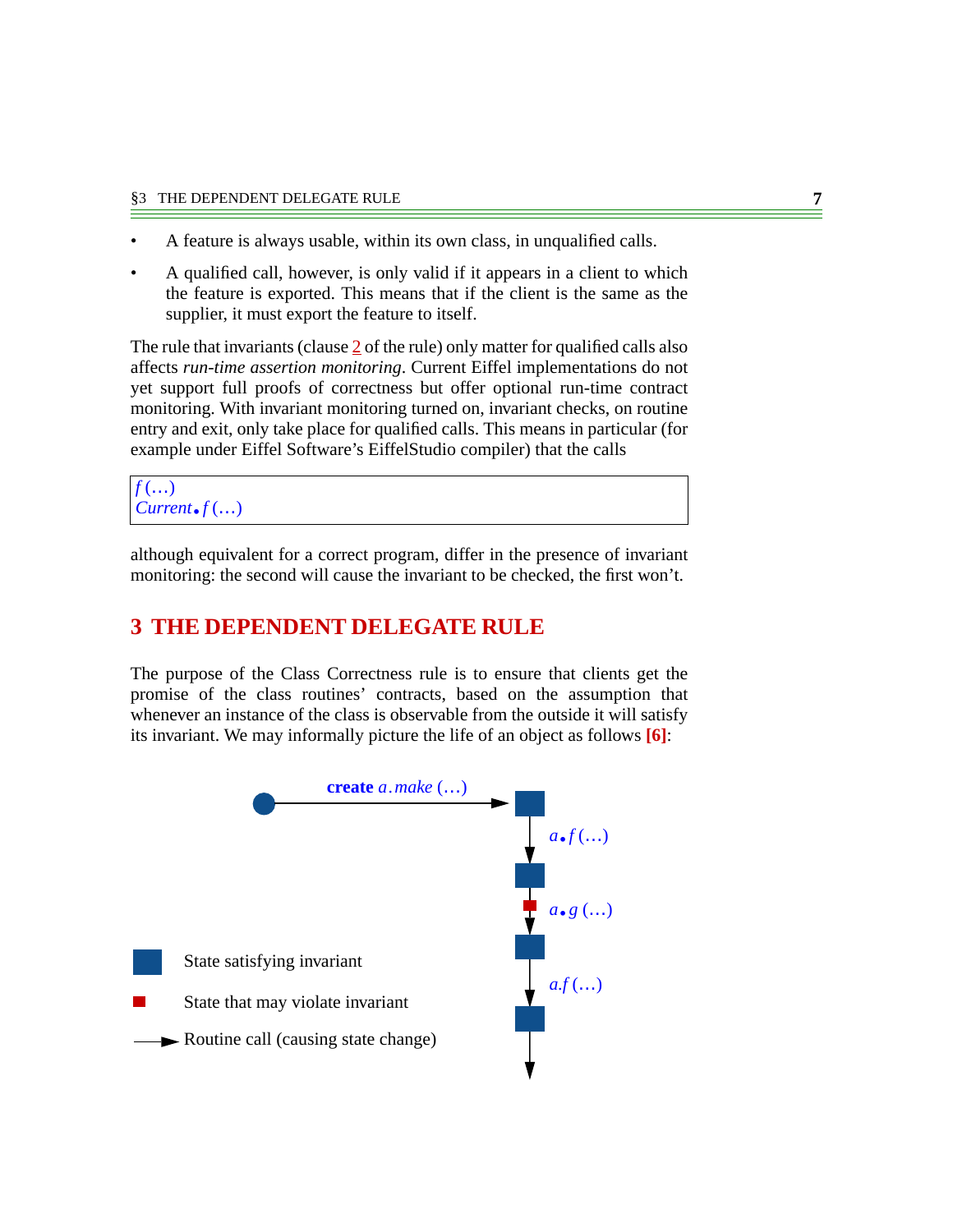- A feature is always usable, within its own class, in unqualified calls.
- A qualified call, however, is only valid if it appears in a client to which the feature is exported. This means that if the client is the same as the supplier, it must export the feature to itself.

The rule that invariants (clause 2 of the rule) only matter for qualified calls also affects *run-time assertion monitoring*. Current Eiffel implementations do not yet support full proofs of correctness but offer optional run-time contract monitoring. With invariant monitoring turned on, invariant checks, on routine entry and exit, only take place for qualified calls. This means in particular (for example under Eiffel Software's EiffelStudio compiler) that the calls

```
f (...)
Current.f (...)
```

although equivalent for a correct program, differ in the presence of invariant monitoring: the second will cause the invariant to be checked, the first won't.

## 3 THE DEPENDENT DELEGATE RULE

The purpose of the Class Correctness rule is to ensure that clients get the promise of the class routines' contracts, based on the assumption that whenever an instance of the class is observable from the outside it will satisfy its invariant. We may informally picture the life of an object as follows **[6]**:

**create** *a.make* (...)

*a.f* (...)

*a.g* (...)

*a.f* (...)

State satisfying invariant

State that may violate invariant

Routine call (causing state change)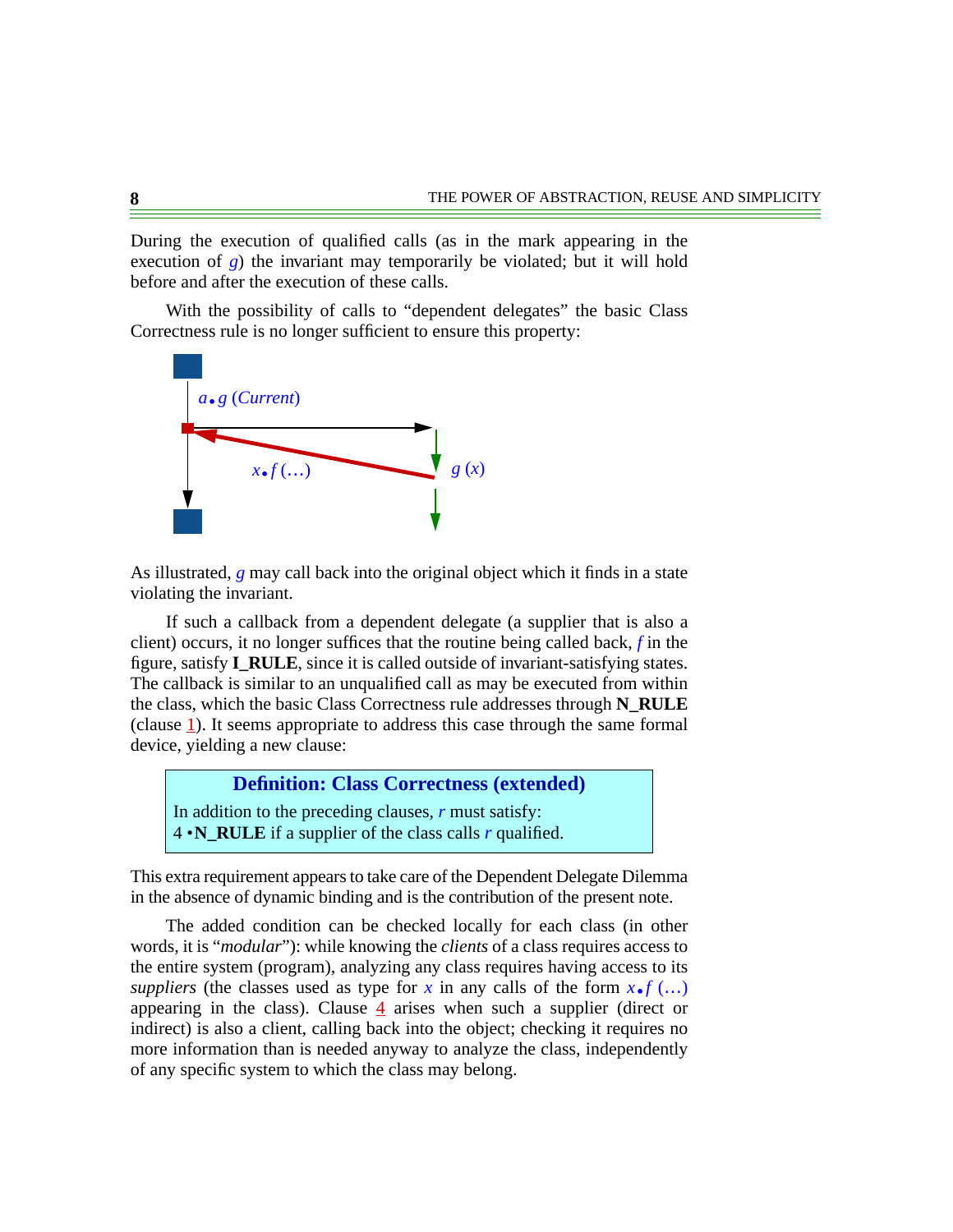During the execution of qualified calls (as in the mark appearing in the execution of *g*) the invariant may temporarily be violated; but it will hold before and after the execution of these calls.

With the possibility of calls to “dependent delegates” the basic Class Correctness rule is no longer sufficient to ensure this property:

As illustrated, *g* may call back into the original object which it finds in a state violating the invariant.

If such a callback from a dependent delegate (a supplier that is also a client) occurs, it no longer suffices that the routine being called back, *f* in the figure, satisfy **I_RULE**, since it is called outside of invariant-satisfying states. The callback is similar to an unqualified call as may be executed from within the class, which the basic Class Correctness rule addresses through **N_RULE** (clause 1). It seems appropriate to address this case through the same formal device, yielding a new clause:

> **Definition: Class Correctness (extended)**
>
> In addition to the preceding clauses, *r* must satisfy:
> 4 • **N_RULE** if a supplier of the class calls *r* qualified.

This extra requirement appears to take care of the Dependent Delegate Dilemma in the absence of dynamic binding and is the contribution of the present note.

The added condition can be checked locally for each class (in other words, it is “*modular*”): while knowing the *clients* of a class requires access to the entire system (program), analyzing any class requires having access to its *suppliers* (the classes used as type for *x* in any calls of the form *x*.*f* (…) appearing in the class). Clause 4 arises when such a supplier (direct or indirect) is also a client, calling back into the object; checking it requires no more information than is needed anyway to analyze the class, independently of any specific system to which the class may belong.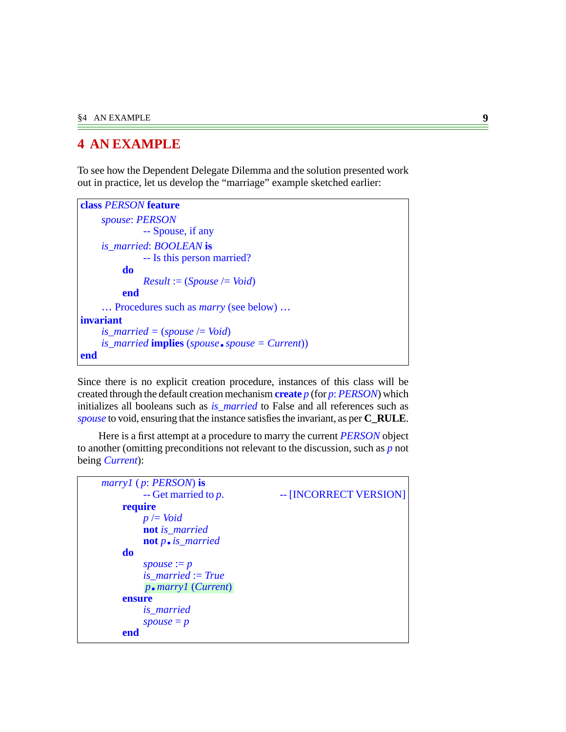# 4 AN EXAMPLE

To see how the Dependent Delegate Dilemma and the solution presented work out in practice, let us develop the "marriage" example sketched earlier:

```
class PERSON feature
    spouse: PERSON
            -- Spouse, if any
    is_married: BOOLEAN is
            -- Is this person married?
        do
            Result := (Spouse /= Void)
        end
    … Procedures such as marry (see below) …
invariant
    is_married = (spouse /= Void)
    is_married implies (spouse.spouse = Current))
end
```

Since there is no explicit creation procedure, instances of this class will be created through the default creation mechanism **create** *p* (for *p*: *PERSON*) which initializes all booleans such as *is_married* to False and all references such as *spouse* to void, ensuring that the instance satisfies the invariant, as per **C_RULE**.

Here is a first attempt at a procedure to marry the current *PERSON* object to another (omitting preconditions not relevant to the discussion, such as *p* not being *Current*):

```
    marry1 (p: PERSON) is
            -- Get married to p.                    -- [INCORRECT VERSION]
        require
            p /= Void
            not is_married
            not p.is_married
        do
            spouse := p
            is_married := True
            p.marry1 (Current)
        ensure
            is_married
            spouse = p
        end
```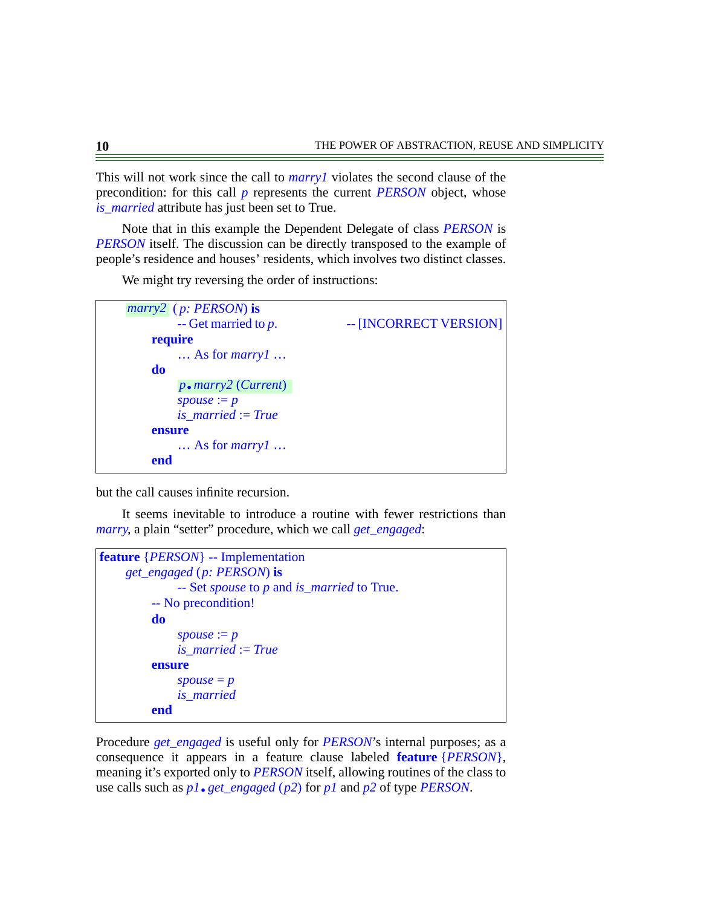This will not work since the call to *marry1* violates the second clause of the precondition: for this call *p* represents the current *PERSON* object, whose *is_married* attribute has just been set to True.

Note that in this example the Dependent Delegate of class *PERSON* is *PERSON* itself. The discussion can be directly transposed to the example of people's residence and houses' residents, which involves two distinct classes.

We might try reversing the order of instructions:

```
marry2 (p: PERSON) is
        -- Get married to p.                -- [INCORRECT VERSION]
    require
        ... As for marry1 ...
    do
        p.marry2 (Current)
        spouse := p
        is_married := True
    ensure
        ... As for marry1 ...
    end
```

but the call causes infinite recursion.

It seems inevitable to introduce a routine with fewer restrictions than *marry*, a plain "setter" procedure, which we call *get_engaged*:

```
feature {PERSON} -- Implementation
    get_engaged (p: PERSON) is
            -- Set spouse to p and is_married to True.
        -- No precondition!
        do
            spouse := p
            is_married := True
        ensure
            spouse = p
            is_married
        end
```

Procedure *get_engaged* is useful only for *PERSON*'s internal purposes; as a consequence it appears in a feature clause labeled **feature** {*PERSON*}, meaning it's exported only to *PERSON* itself, allowing routines of the class to use calls such as *p1*.*get_engaged* (*p2*) for *p1* and *p2* of type *PERSON*.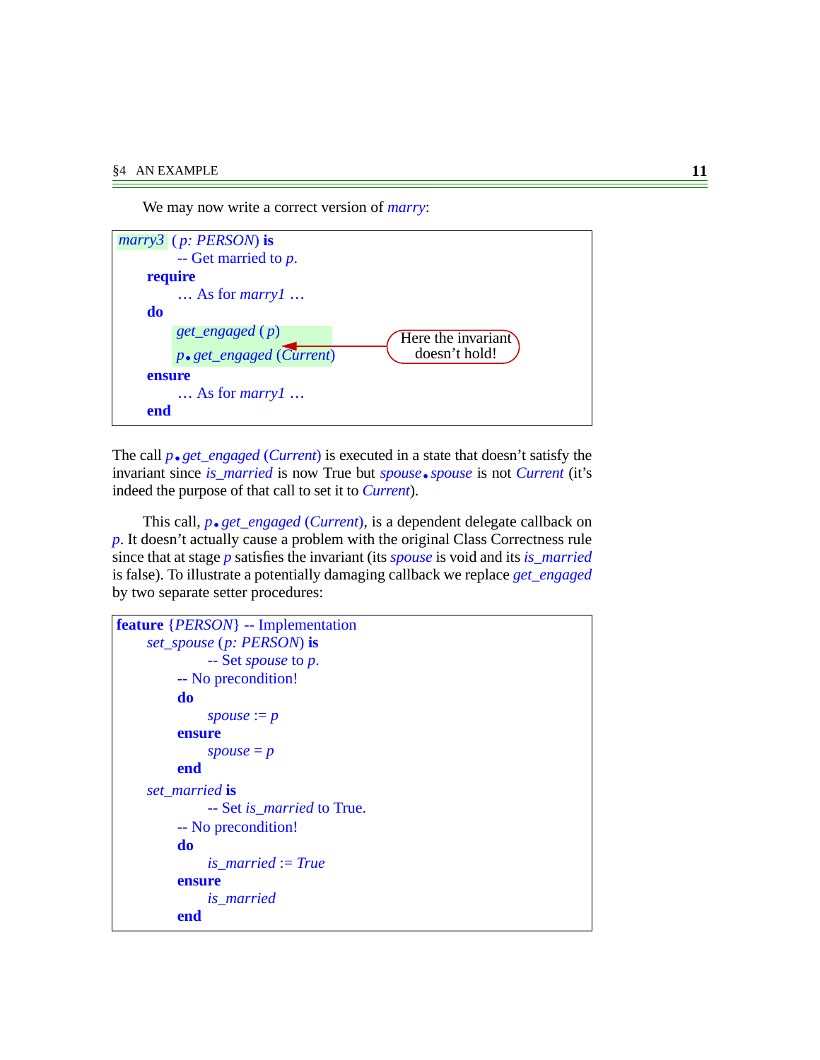We may now write a correct version of *marry*:

```
marry3 (p: PERSON) is
        -- Get married to p.
    require
        … As for marry1 …
    do
        get_engaged (p)
        p.get_engaged (Current)      <-- Here the invariant doesn't hold!
    ensure
        … As for marry1 …
    end
```

The call *p*.*get_engaged* (*Current*) is executed in a state that doesn't satisfy the invariant since *is_married* is now True but *spouse*.*spouse* is not *Current* (it's indeed the purpose of that call to set it to *Current*).

This call, *p*.*get_engaged* (*Current*), is a dependent delegate callback on *p*. It doesn't actually cause a problem with the original Class Correctness rule since that at stage *p* satisfies the invariant (its *spouse* is void and its *is_married* is false). To illustrate a potentially damaging callback we replace *get_engaged* by two separate setter procedures:

```
feature {PERSON} -- Implementation
    set_spouse (p: PERSON) is
            -- Set spouse to p.
        -- No precondition!
        do
            spouse := p
        ensure
            spouse = p
        end
    set_married is
            -- Set is_married to True.
        -- No precondition!
        do
            is_married := True
        ensure
            is_married
        end
```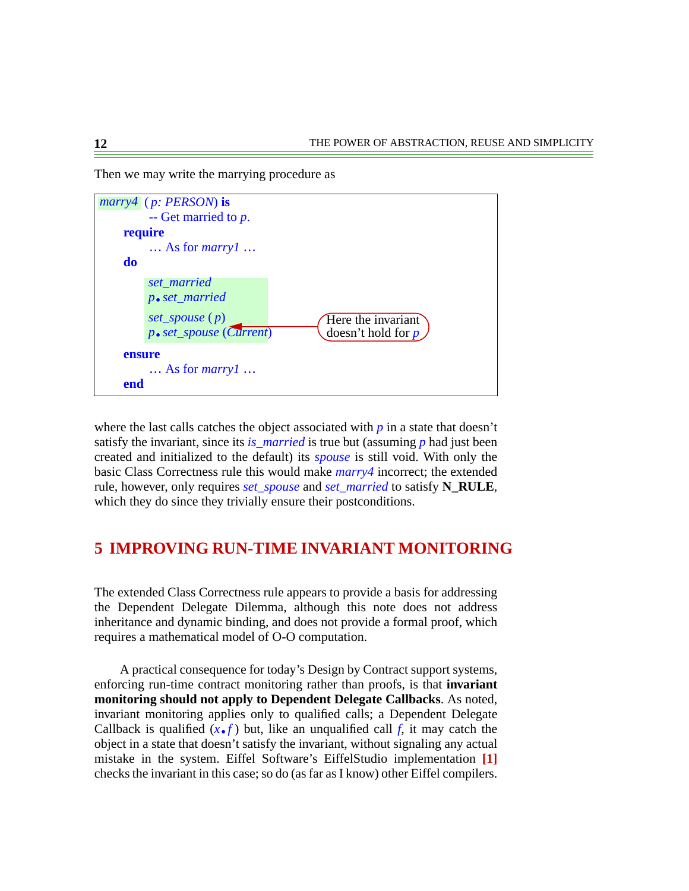Then we may write the marrying procedure as

```
marry4 (p: PERSON) is
        -- Get married to p.
    require
        … As for marry1 …
    do
        set_married
        p.set_married
        set_spouse (p)
        p.set_spouse (Current)        <-- Here the invariant doesn't hold for p
    ensure
        … As for marry1 …
    end
```

where the last calls catches the object associated with *p* in a state that doesn't satisfy the invariant, since its *is_married* is true but (assuming *p* had just been created and initialized to the default) its *spouse* is still void. With only the basic Class Correctness rule this would make *marry4* incorrect; the extended rule, however, only requires *set_spouse* and *set_married* to satisfy **N_RULE**, which they do since they trivially ensure their postconditions.

## 5 IMPROVING RUN-TIME INVARIANT MONITORING

The extended Class Correctness rule appears to provide a basis for addressing the Dependent Delegate Dilemma, although this note does not address inheritance and dynamic binding, and does not provide a formal proof, which requires a mathematical model of O-O computation.

A practical consequence for today's Design by Contract support systems, enforcing run-time contract monitoring rather than proofs, is that **invariant monitoring should not apply to Dependent Delegate Callbacks**. As noted, invariant monitoring applies only to qualified calls; a Dependent Delegate Callback is qualified (*x.f*) but, like an unqualified call *f*, it may catch the object in a state that doesn't satisfy the invariant, without signaling any actual mistake in the system. Eiffel Software's EiffelStudio implementation **[1]** checks the invariant in this case; so do (as far as I know) other Eiffel compilers.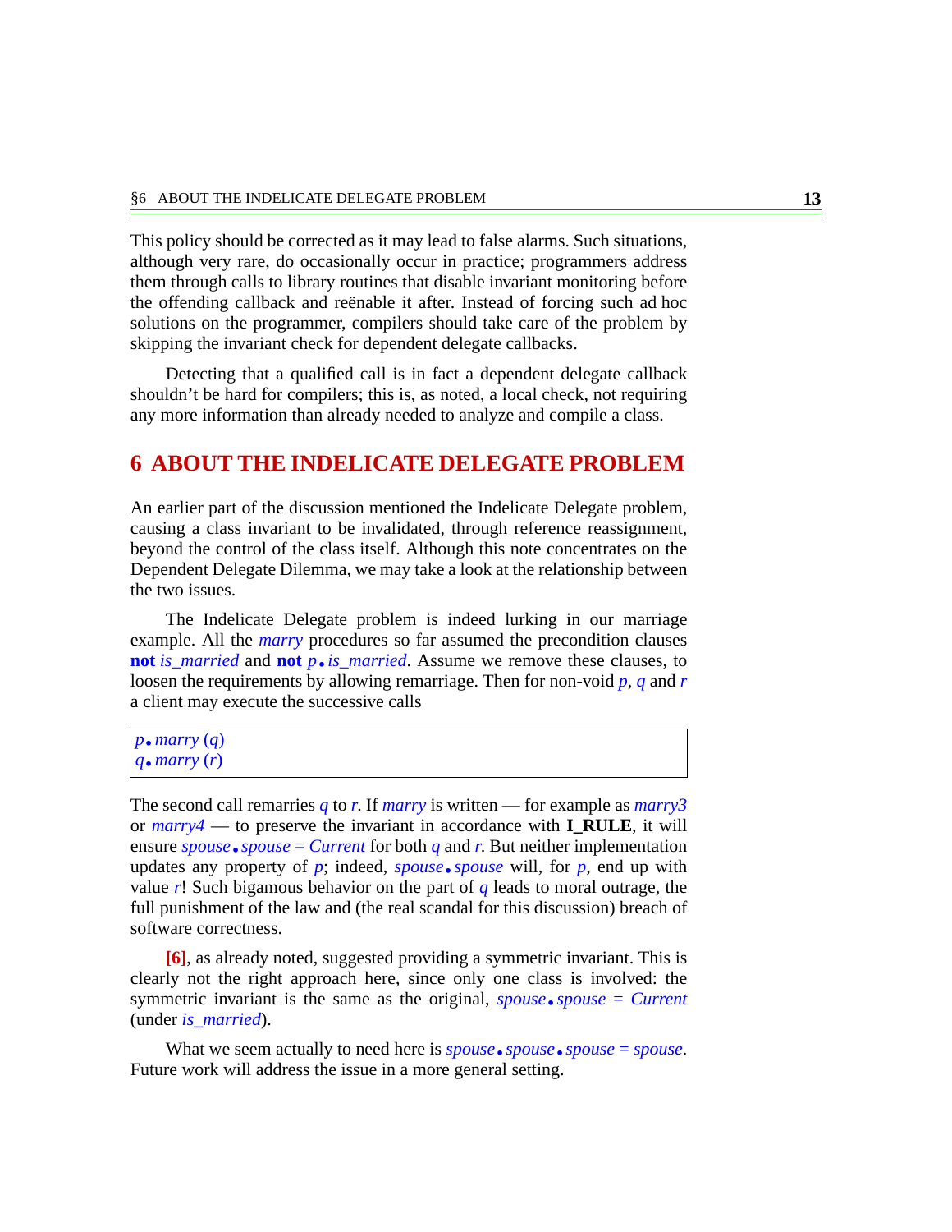This policy should be corrected as it may lead to false alarms. Such situations, although very rare, do occasionally occur in practice; programmers address them through calls to library routines that disable invariant monitoring before the offending callback and reënable it after. Instead of forcing such ad hoc solutions on the programmer, compilers should take care of the problem by skipping the invariant check for dependent delegate callbacks.

Detecting that a qualified call is in fact a dependent delegate callback shouldn't be hard for compilers; this is, as noted, a local check, not requiring any more information than already needed to analyze and compile a class.

## 6 ABOUT THE INDELICATE DELEGATE PROBLEM

An earlier part of the discussion mentioned the Indelicate Delegate problem, causing a class invariant to be invalidated, through reference reassignment, beyond the control of the class itself. Although this note concentrates on the Dependent Delegate Dilemma, we may take a look at the relationship between the two issues.

The Indelicate Delegate problem is indeed lurking in our marriage example. All the *marry* procedures so far assumed the precondition clauses **not** *is_married* and **not** *p*.*is_married*. Assume we remove these clauses, to loosen the requirements by allowing remarriage. Then for non-void *p*, *q* and *r* a client may execute the successive calls

```
p.marry (q)
q.marry (r)
```

The second call remarries *q* to *r*. If *marry* is written — for example as *marry3* or *marry4* — to preserve the invariant in accordance with **I_RULE**, it will ensure *spouse*.*spouse* = *Current* for both *q* and *r*. But neither implementation updates any property of *p*; indeed, *spouse*.*spouse* will, for *p*, end up with value *r*! Such bigamous behavior on the part of *q* leads to moral outrage, the full punishment of the law and (the real scandal for this discussion) breach of software correctness.

[6], as already noted, suggested providing a symmetric invariant. This is clearly not the right approach here, since only one class is involved: the symmetric invariant is the same as the original, *spouse*.*spouse* = *Current* (under *is_married*).

What we seem actually to need here is *spouse*.*spouse*.*spouse* = *spouse*. Future work will address the issue in a more general setting.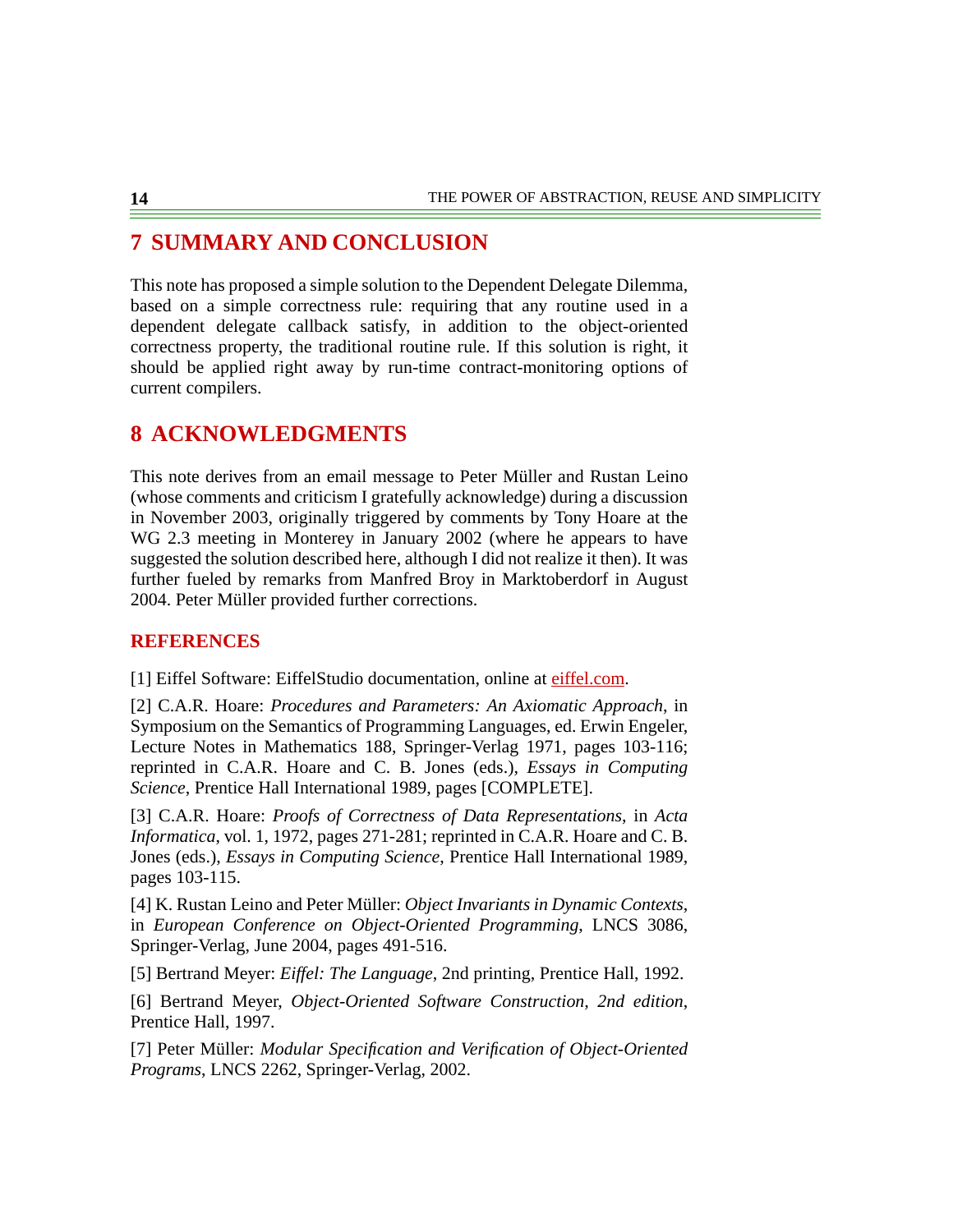## 7 SUMMARY AND CONCLUSION

This note has proposed a simple solution to the Dependent Delegate Dilemma, based on a simple correctness rule: requiring that any routine used in a dependent delegate callback satisfy, in addition to the object-oriented correctness property, the traditional routine rule. If this solution is right, it should be applied right away by run-time contract-monitoring options of current compilers.

## 8 ACKNOWLEDGMENTS

This note derives from an email message to Peter Müller and Rustan Leino (whose comments and criticism I gratefully acknowledge) during a discussion in November 2003, originally triggered by comments by Tony Hoare at the WG 2.3 meeting in Monterey in January 2002 (where he appears to have suggested the solution described here, although I did not realize it then). It was further fueled by remarks from Manfred Broy in Marktoberdorf in August 2004. Peter Müller provided further corrections.

### REFERENCES

[1] Eiffel Software: EiffelStudio documentation, online at eiffel.com.

[2] C.A.R. Hoare: *Procedures and Parameters: An Axiomatic Approach*, in Symposium on the Semantics of Programming Languages, ed. Erwin Engeler, Lecture Notes in Mathematics 188, Springer-Verlag 1971, pages 103-116; reprinted in C.A.R. Hoare and C. B. Jones (eds.), *Essays in Computing Science*, Prentice Hall International 1989, pages [COMPLETE].

[3] C.A.R. Hoare: *Proofs of Correctness of Data Representations*, in *Acta Informatica*, vol. 1, 1972, pages 271-281; reprinted in C.A.R. Hoare and C. B. Jones (eds.), *Essays in Computing Science*, Prentice Hall International 1989, pages 103-115.

[4] K. Rustan Leino and Peter Müller: *Object Invariants in Dynamic Contexts*, in *European Conference on Object-Oriented Programming*, LNCS 3086, Springer-Verlag, June 2004, pages 491-516.

[5] Bertrand Meyer: *Eiffel: The Language*, 2nd printing, Prentice Hall, 1992.

[6] Bertrand Meyer, *Object-Oriented Software Construction, 2nd edition*, Prentice Hall, 1997.

[7] Peter Müller: *Modular Specification and Verification of Object-Oriented Programs*, LNCS 2262, Springer-Verlag, 2002.